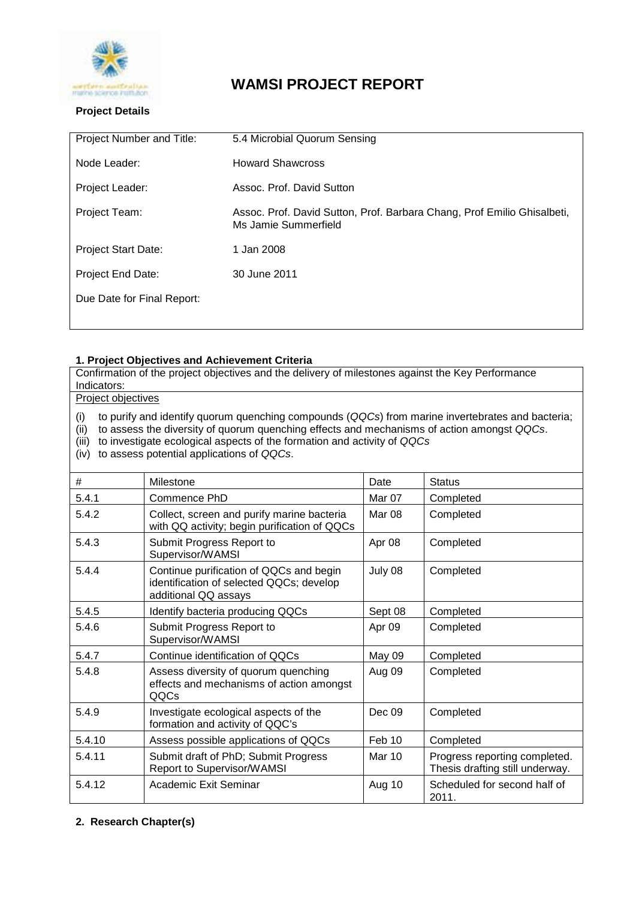# WAMSI PROJECT REPORT

**Project Details**

| | |
|---|---|
| Project Number and Title: | 5.4 Microbial Quorum Sensing |
| Node Leader: | Howard Shawcross |
| Project Leader: | Assoc. Prof. David Sutton |
| Project Team: | Assoc. Prof. David Sutton, Prof. Barbara Chang, Prof Emilio Ghisalbeti, Ms Jamie Summerfield |
| Project Start Date: | 1 Jan 2008 |
| Project End Date: | 30 June 2011 |
| Due Date for Final Report: | |

### 1. Project Objectives and Achievement Criteria

Confirmation of the project objectives and the delivery of milestones against the Key Performance Indicators:

Project objectives

(i) to purify and identify quorum quenching compounds (*QQCs*) from marine invertebrates and bacteria;
(ii) to assess the diversity of quorum quenching effects and mechanisms of action amongst *QQCs*.
(iii) to investigate ecological aspects of the formation and activity of *QQCs*
(iv) to assess potential applications of *QQCs*.

| # | Milestone | Date | Status |
|---|---|---|---|
| 5.4.1 | Commence PhD | Mar 07 | Completed |
| 5.4.2 | Collect, screen and purify marine bacteria with QQ activity; begin purification of QQCs | Mar 08 | Completed |
| 5.4.3 | Submit Progress Report to Supervisor/WAMSI | Apr 08 | Completed |
| 5.4.4 | Continue purification of QQCs and begin identification of selected QQCs; develop additional QQ assays | July 08 | Completed |
| 5.4.5 | Identify bacteria producing QQCs | Sept 08 | Completed |
| 5.4.6 | Submit Progress Report to Supervisor/WAMSI | Apr 09 | Completed |
| 5.4.7 | Continue identification of QQCs | May 09 | Completed |
| 5.4.8 | Assess diversity of quorum quenching effects and mechanisms of action amongst QQCs | Aug 09 | Completed |
| 5.4.9 | Investigate ecological aspects of the formation and activity of QQC's | Dec 09 | Completed |
| 5.4.10 | Assess possible applications of QQCs | Feb 10 | Completed |
| 5.4.11 | Submit draft of PhD; Submit Progress Report to Supervisor/WAMSI | Mar 10 | Progress reporting completed. Thesis drafting still underway. |
| 5.4.12 | Academic Exit Seminar | Aug 10 | Scheduled for second half of 2011. |

### 2. Research Chapter(s)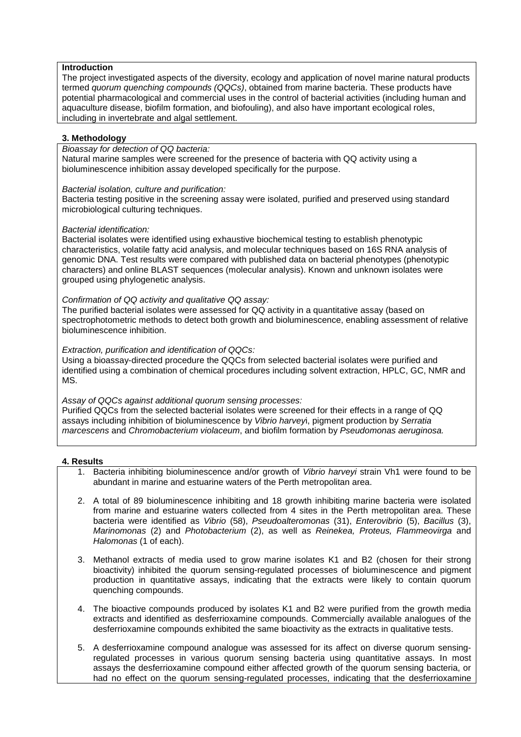**Introduction**

The project investigated aspects of the diversity, ecology and application of novel marine natural products termed *quorum quenching compounds (QQCs)*, obtained from marine bacteria. These products have potential pharmacological and commercial uses in the control of bacterial activities (including human and aquaculture disease, biofilm formation, and biofouling), and also have important ecological roles, including in invertebrate and algal settlement.

**3. Methodology**

*Bioassay for detection of QQ bacteria:*

Natural marine samples were screened for the presence of bacteria with QQ activity using a bioluminescence inhibition assay developed specifically for the purpose.

*Bacterial isolation, culture and purification:*

Bacteria testing positive in the screening assay were isolated, purified and preserved using standard microbiological culturing techniques.

*Bacterial identification:*

Bacterial isolates were identified using exhaustive biochemical testing to establish phenotypic characteristics, volatile fatty acid analysis, and molecular techniques based on 16S RNA analysis of genomic DNA. Test results were compared with published data on bacterial phenotypes (phenotypic characters) and online BLAST sequences (molecular analysis). Known and unknown isolates were grouped using phylogenetic analysis.

*Confirmation of QQ activity and qualitative QQ assay:*

The purified bacterial isolates were assessed for QQ activity in a quantitative assay (based on spectrophotometric methods to detect both growth and bioluminescence, enabling assessment of relative bioluminescence inhibition.

*Extraction, purification and identification of QQCs:*

Using a bioassay-directed procedure the QQCs from selected bacterial isolates were purified and identified using a combination of chemical procedures including solvent extraction, HPLC, GC, NMR and MS.

*Assay of QQCs against additional quorum sensing processes:*

Purified QQCs from the selected bacterial isolates were screened for their effects in a range of QQ assays including inhibition of bioluminescence by *Vibrio harvey*i, pigment production by *Serratia marcescens* and *Chromobacterium violaceum*, and biofilm formation by *Pseudomonas aeruginosa.*

**4. Results**

1. Bacteria inhibiting bioluminescence and/or growth of *Vibrio harveyi* strain Vh1 were found to be abundant in marine and estuarine waters of the Perth metropolitan area.

2. A total of 89 bioluminescence inhibiting and 18 growth inhibiting marine bacteria were isolated from marine and estuarine waters collected from 4 sites in the Perth metropolitan area. These bacteria were identified as *Vibrio* (58), *Pseudoalteromonas* (31), *Enterovibrio* (5), *Bacillus* (3), *Marinomonas* (2) and *Photobacterium* (2), as well as *Reinekea, Proteus, Flammeovirga* and *Halomonas* (1 of each).

3. Methanol extracts of media used to grow marine isolates K1 and B2 (chosen for their strong bioactivity) inhibited the quorum sensing-regulated processes of bioluminescence and pigment production in quantitative assays, indicating that the extracts were likely to contain quorum quenching compounds.

4. The bioactive compounds produced by isolates K1 and B2 were purified from the growth media extracts and identified as desferrioxamine compounds. Commercially available analogues of the desferrioxamine compounds exhibited the same bioactivity as the extracts in qualitative tests.

5. A desferrioxamine compound analogue was assessed for its affect on diverse quorum sensing-regulated processes in various quorum sensing bacteria using quantitative assays. In most assays the desferrioxamine compound either affected growth of the quorum sensing bacteria, or had no effect on the quorum sensing-regulated processes, indicating that the desferrioxamine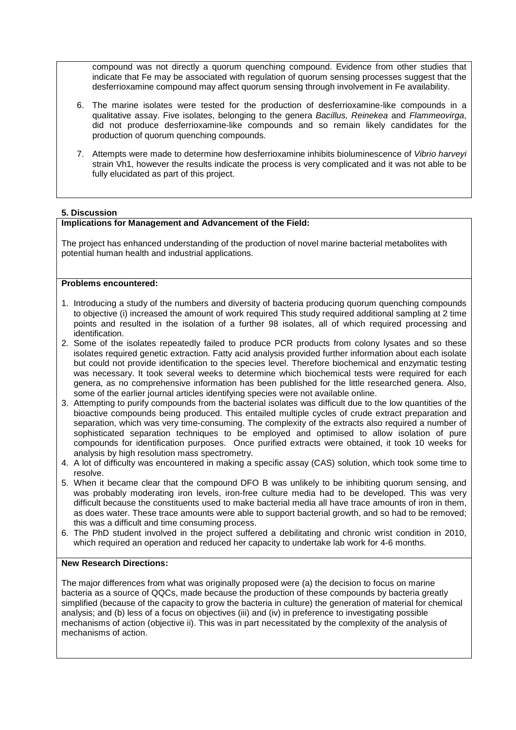compound was not directly a quorum quenching compound. Evidence from other studies that indicate that Fe may be associated with regulation of quorum sensing processes suggest that the desferrioxamine compound may affect quorum sensing through involvement in Fe availability.

6. The marine isolates were tested for the production of desferrioxamine-like compounds in a qualitative assay. Five isolates, belonging to the genera *Bacillus, Reinekea* and *Flammeovirga*, did not produce desferrioxamine-like compounds and so remain likely candidates for the production of quorum quenching compounds.

7. Attempts were made to determine how desferrioxamine inhibits bioluminescence of *Vibrio harveyi* strain Vh1, however the results indicate the process is very complicated and it was not able to be fully elucidated as part of this project.

## 5. Discussion

### Implications for Management and Advancement of the Field:

The project has enhanced understanding of the production of novel marine bacterial metabolites with potential human health and industrial applications.

### Problems encountered:

1. Introducing a study of the numbers and diversity of bacteria producing quorum quenching compounds to objective (i) increased the amount of work required This study required additional sampling at 2 time points and resulted in the isolation of a further 98 isolates, all of which required processing and identification.
2. Some of the isolates repeatedly failed to produce PCR products from colony lysates and so these isolates required genetic extraction. Fatty acid analysis provided further information about each isolate but could not provide identification to the species level. Therefore biochemical and enzymatic testing was necessary. It took several weeks to determine which biochemical tests were required for each genera, as no comprehensive information has been published for the little researched genera. Also, some of the earlier journal articles identifying species were not available online.
3. Attempting to purify compounds from the bacterial isolates was difficult due to the low quantities of the bioactive compounds being produced. This entailed multiple cycles of crude extract preparation and separation, which was very time-consuming. The complexity of the extracts also required a number of sophisticated separation techniques to be employed and optimised to allow isolation of pure compounds for identification purposes. Once purified extracts were obtained, it took 10 weeks for analysis by high resolution mass spectrometry.
4. A lot of difficulty was encountered in making a specific assay (CAS) solution, which took some time to resolve.
5. When it became clear that the compound DFO B was unlikely to be inhibiting quorum sensing, and was probably moderating iron levels, iron-free culture media had to be developed. This was very difficult because the constituents used to make bacterial media all have trace amounts of iron in them, as does water. These trace amounts were able to support bacterial growth, and so had to be removed; this was a difficult and time consuming process.
6. The PhD student involved in the project suffered a debilitating and chronic wrist condition in 2010, which required an operation and reduced her capacity to undertake lab work for 4-6 months.

### New Research Directions:

The major differences from what was originally proposed were (a) the decision to focus on marine bacteria as a source of QQCs, made because the production of these compounds by bacteria greatly simplified (because of the capacity to grow the bacteria in culture) the generation of material for chemical analysis; and (b) less of a focus on objectives (iii) and (iv) in preference to investigating possible mechanisms of action (objective ii). This was in part necessitated by the complexity of the analysis of mechanisms of action.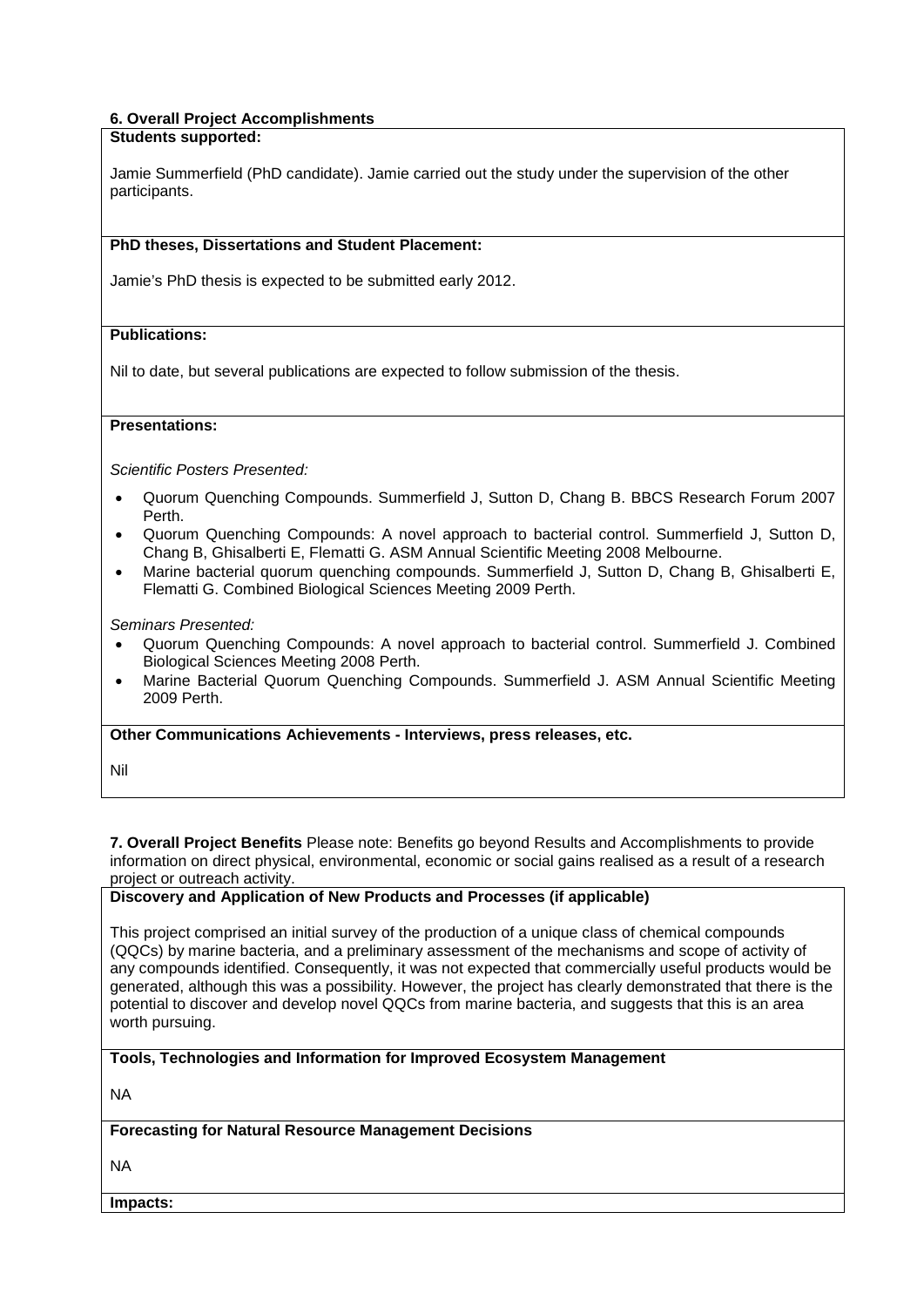## 6. Overall Project Accomplishments

**Students supported:**

Jamie Summerfield (PhD candidate). Jamie carried out the study under the supervision of the other participants.

**PhD theses, Dissertations and Student Placement:**

Jamie's PhD thesis is expected to be submitted early 2012.

**Publications:**

Nil to date, but several publications are expected to follow submission of the thesis.

**Presentations:**

*Scientific Posters Presented:*

- Quorum Quenching Compounds. Summerfield J, Sutton D, Chang B. BBCS Research Forum 2007 Perth.
- Quorum Quenching Compounds: A novel approach to bacterial control. Summerfield J, Sutton D, Chang B, Ghisalberti E, Flematti G. ASM Annual Scientific Meeting 2008 Melbourne.
- Marine bacterial quorum quenching compounds. Summerfield J, Sutton D, Chang B, Ghisalberti E, Flematti G. Combined Biological Sciences Meeting 2009 Perth.

*Seminars Presented:*

- Quorum Quenching Compounds: A novel approach to bacterial control. Summerfield J. Combined Biological Sciences Meeting 2008 Perth.
- Marine Bacterial Quorum Quenching Compounds. Summerfield J. ASM Annual Scientific Meeting 2009 Perth.

**Other Communications Achievements - Interviews, press releases, etc.**

Nil

## 7. Overall Project Benefits

Please note: Benefits go beyond Results and Accomplishments to provide information on direct physical, environmental, economic or social gains realised as a result of a research project or outreach activity.

**Discovery and Application of New Products and Processes (if applicable)**

This project comprised an initial survey of the production of a unique class of chemical compounds (QQCs) by marine bacteria, and a preliminary assessment of the mechanisms and scope of activity of any compounds identified. Consequently, it was not expected that commercially useful products would be generated, although this was a possibility. However, the project has clearly demonstrated that there is the potential to discover and develop novel QQCs from marine bacteria, and suggests that this is an area worth pursuing.

**Tools, Technologies and Information for Improved Ecosystem Management**

NA

**Forecasting for Natural Resource Management Decisions**

NA

**Impacts:**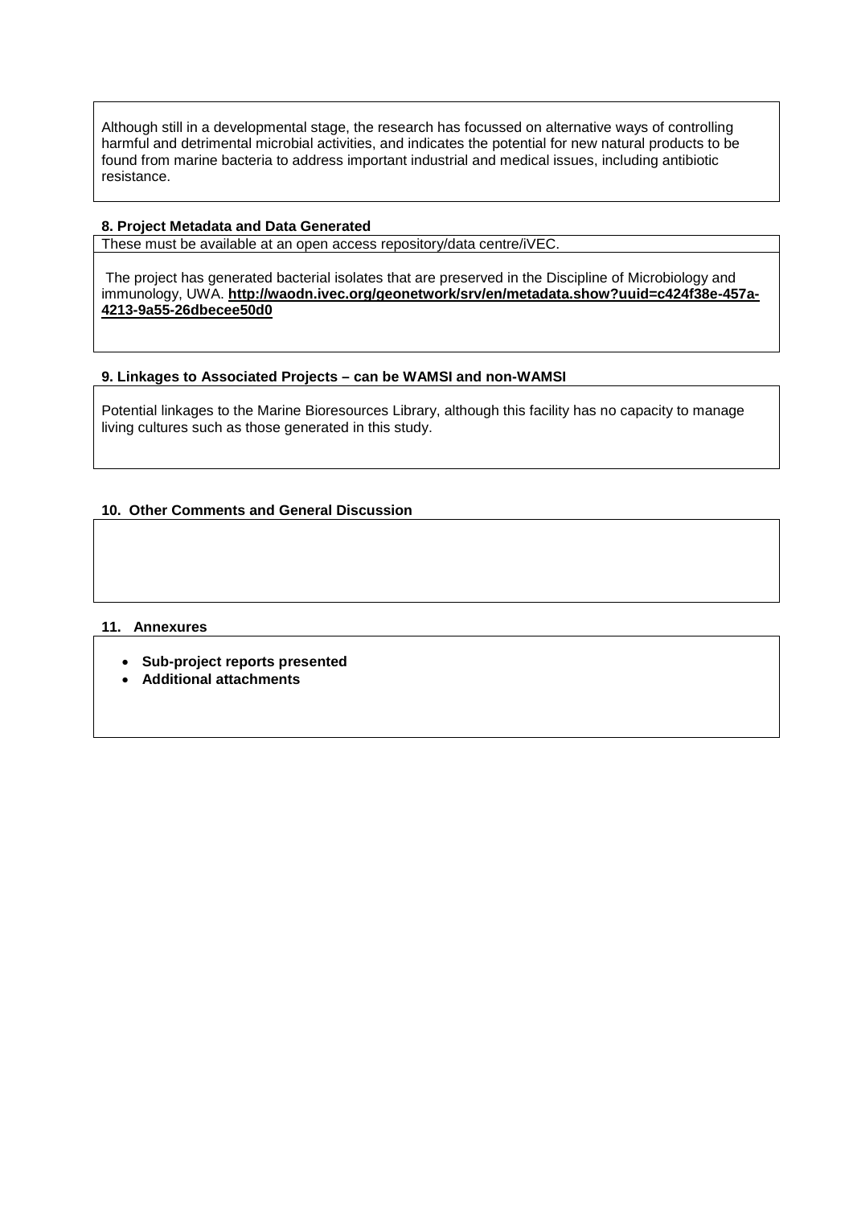Although still in a developmental stage, the research has focussed on alternative ways of controlling harmful and detrimental microbial activities, and indicates the potential for new natural products to be found from marine bacteria to address important industrial and medical issues, including antibiotic resistance.

**8. Project Metadata and Data Generated**

These must be available at an open access repository/data centre/iVEC.

The project has generated bacterial isolates that are preserved in the Discipline of Microbiology and immunology, UWA. **http://waodn.ivec.org/geonetwork/srv/en/metadata.show?uuid=c424f38e-457a-4213-9a55-26dbecee50d0**

**9. Linkages to Associated Projects – can be WAMSI and non-WAMSI**

Potential linkages to the Marine Bioresources Library, although this facility has no capacity to manage living cultures such as those generated in this study.

**10. Other Comments and General Discussion**

**11. Annexures**

- **Sub-project reports presented**
- **Additional attachments**